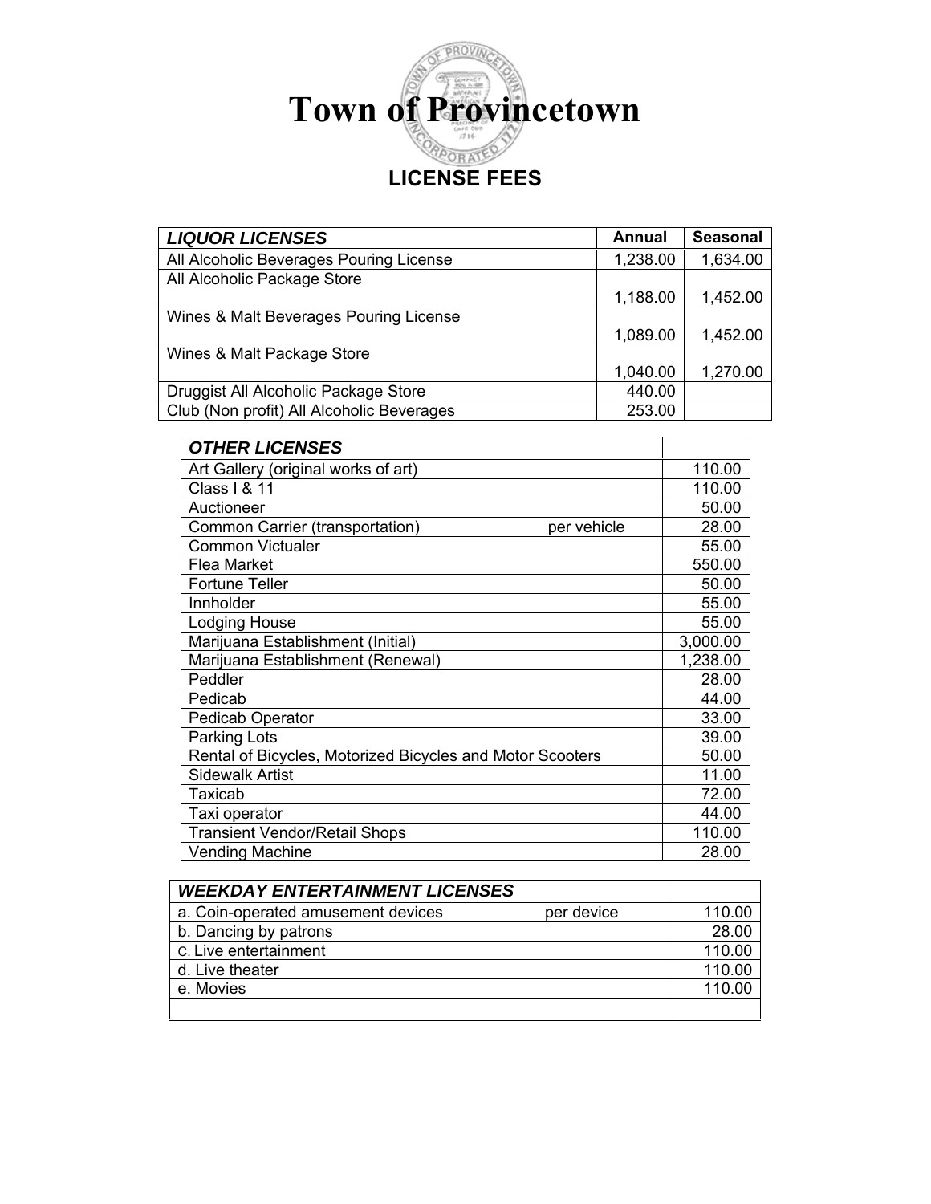# Town of Provincetown

## LICENSE FEES

| *LIQUOR LICENSES* | Annual | Seasonal |
|---|---|---|
| All Alcoholic Beverages Pouring License | 1,238.00 | 1,634.00 |
| All Alcoholic Package Store | 1,188.00 | 1,452.00 |
| Wines & Malt Beverages Pouring License | 1,089.00 | 1,452.00 |
| Wines & Malt Package Store | 1,040.00 | 1,270.00 |
| Druggist All Alcoholic Package Store | 440.00 | |
| Club (Non profit) All Alcoholic Beverages | 253.00 | |

| *OTHER LICENSES* | | |
|---|---|---|
| Art Gallery (original works of art) | | 110.00 |
| Class I & 11 | | 110.00 |
| Auctioneer | | 50.00 |
| Common Carrier (transportation) | per vehicle | 28.00 |
| Common Victualer | | 55.00 |
| Flea Market | | 550.00 |
| Fortune Teller | | 50.00 |
| Innholder | | 55.00 |
| Lodging House | | 55.00 |
| Marijuana Establishment (Initial) | | 3,000.00 |
| Marijuana Establishment (Renewal) | | 1,238.00 |
| Peddler | | 28.00 |
| Pedicab | | 44.00 |
| Pedicab Operator | | 33.00 |
| Parking Lots | | 39.00 |
| Rental of Bicycles, Motorized Bicycles and Motor Scooters | | 50.00 |
| Sidewalk Artist | | 11.00 |
| Taxicab | | 72.00 |
| Taxi operator | | 44.00 |
| Transient Vendor/Retail Shops | | 110.00 |
| Vending Machine | | 28.00 |

| *WEEKDAY ENTERTAINMENT LICENSES* | | |
|---|---|---|
| a. Coin-operated amusement devices | per device | 110.00 |
| b. Dancing by patrons | | 28.00 |
| c. Live entertainment | | 110.00 |
| d. Live theater | | 110.00 |
| e. Movies | | 110.00 |
| | | |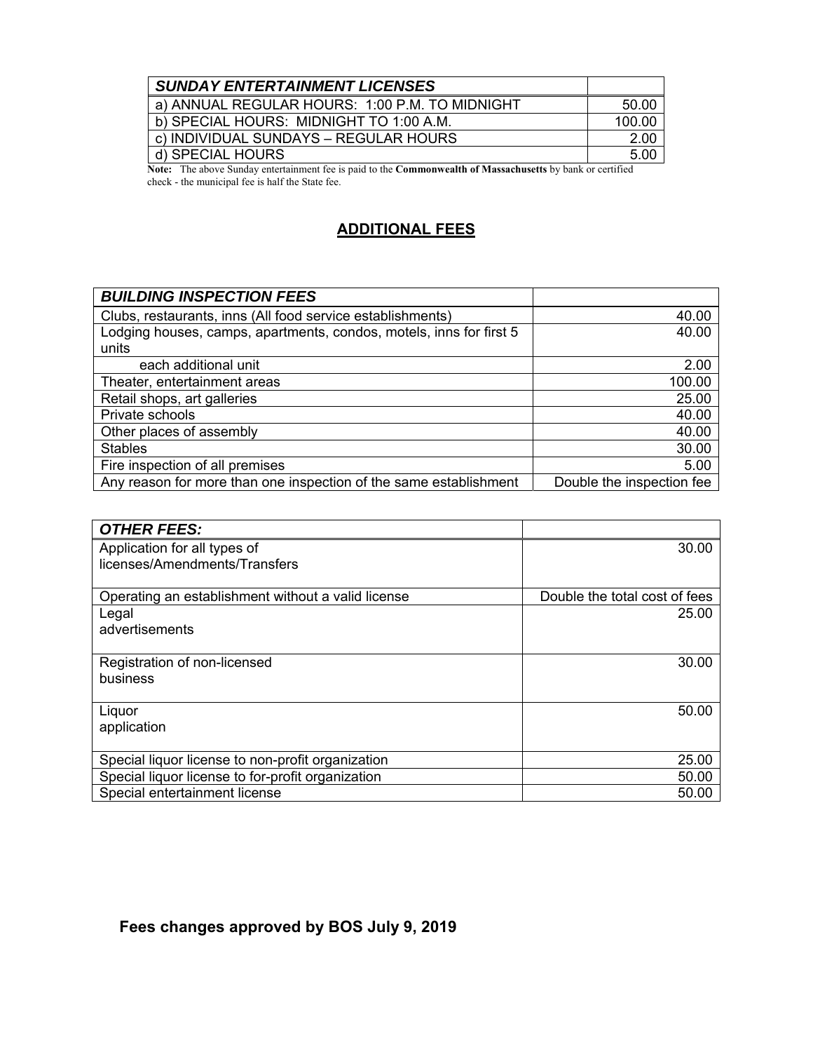| ***SUNDAY ENTERTAINMENT LICENSES*** | |
| --- | --- |
| a) ANNUAL REGULAR HOURS: 1:00 P.M. TO MIDNIGHT | 50.00 |
| b) SPECIAL HOURS: MIDNIGHT TO 1:00 A.M. | 100.00 |
| c) INDIVIDUAL SUNDAYS – REGULAR HOURS | 2.00 |
| d) SPECIAL HOURS | 5.00 |

**Note:** The above Sunday entertainment fee is paid to the **Commonwealth of Massachusetts** by bank or certified check - the municipal fee is half the State fee.

## ADDITIONAL FEES

| ***BUILDING INSPECTION FEES*** | |
| --- | --- |
| Clubs, restaurants, inns (All food service establishments) | 40.00 |
| Lodging houses, camps, apartments, condos, motels, inns for first 5 units | 40.00 |
| each additional unit | 2.00 |
| Theater, entertainment areas | 100.00 |
| Retail shops, art galleries | 25.00 |
| Private schools | 40.00 |
| Other places of assembly | 40.00 |
| Stables | 30.00 |
| Fire inspection of all premises | 5.00 |
| Any reason for more than one inspection of the same establishment | Double the inspection fee |

| ***OTHER FEES:*** | |
| --- | --- |
| Application for all types of licenses/Amendments/Transfers | 30.00 |
| Operating an establishment without a valid license | Double the total cost of fees |
| Legal advertisements | 25.00 |
| Registration of non-licensed business | 30.00 |
| Liquor application | 50.00 |
| Special liquor license to non-profit organization | 25.00 |
| Special liquor license to for-profit organization | 50.00 |
| Special entertainment license | 50.00 |

**Fees changes approved by BOS July 9, 2019**